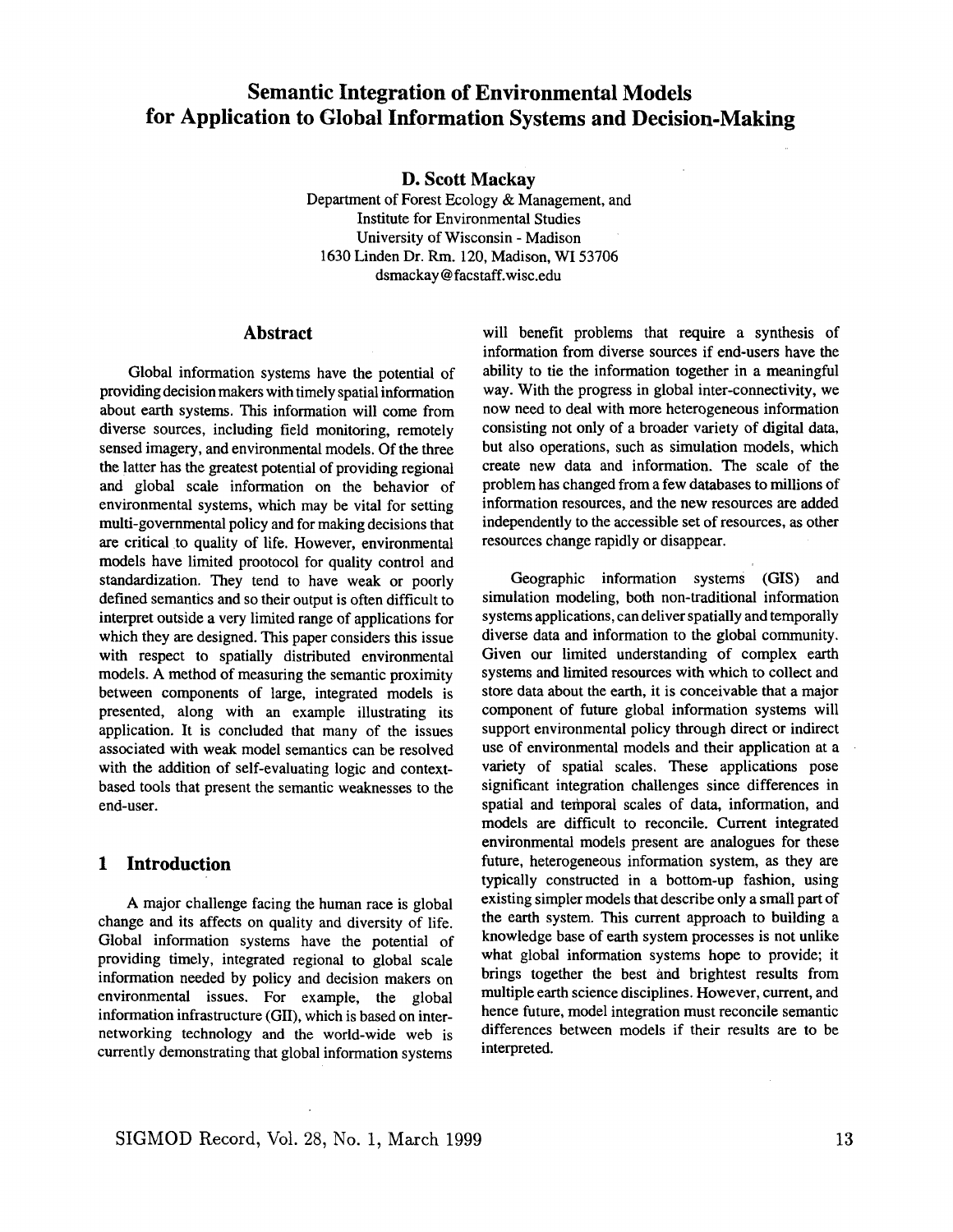# Semantic Integration of Environmental Models for Application to Global Information Systems and Decision-Making

**D. Scott Mackay**

Department of Forest Ecology & Management, and
Institute for Environmental Studies
University of Wisconsin - Madison
1630 Linden Dr. Rm. 120, Madison, WI 53706
dsmackay@facstaff.wisc.edu

## Abstract

Global information systems have the potential of providing decision makers with timely spatial information about earth systems. This information will come from diverse sources, including field monitoring, remotely sensed imagery, and environmental models. Of the three the latter has the greatest potential of providing regional and global scale information on the behavior of environmental systems, which may be vital for setting multi-governmental policy and for making decisions that are critical to quality of life. However, environmental models have limited prootocol for quality control and standardization. They tend to have weak or poorly defined semantics and so their output is often difficult to interpret outside a very limited range of applications for which they are designed. This paper considers this issue with respect to spatially distributed environmental models. A method of measuring the semantic proximity between components of large, integrated models is presented, along with an example illustrating its application. It is concluded that many of the issues associated with weak model semantics can be resolved with the addition of self-evaluating logic and context-based tools that present the semantic weaknesses to the end-user.

## 1 Introduction

A major challenge facing the human race is global change and its affects on quality and diversity of life. Global information systems have the potential of providing timely, integrated regional to global scale information needed by policy and decision makers on environmental issues. For example, the global information infrastructure (GII), which is based on inter-networking technology and the world-wide web is currently demonstrating that global information systems will benefit problems that require a synthesis of information from diverse sources if end-users have the ability to tie the information together in a meaningful way. With the progress in global inter-connectivity, we now need to deal with more heterogeneous information consisting not only of a broader variety of digital data, but also operations, such as simulation models, which create new data and information. The scale of the problem has changed from a few databases to millions of information resources, and the new resources are added independently to the accessible set of resources, as other resources change rapidly or disappear.

Geographic information systems (GIS) and simulation modeling, both non-traditional information systems applications, can deliver spatially and temporally diverse data and information to the global community. Given our limited understanding of complex earth systems and limited resources with which to collect and store data about the earth, it is conceivable that a major component of future global information systems will support environmental policy through direct or indirect use of environmental models and their application at a variety of spatial scales. These applications pose significant integration challenges since differences in spatial and temporal scales of data, information, and models are difficult to reconcile. Current integrated environmental models present are analogues for these future, heterogeneous information system, as they are typically constructed in a bottom-up fashion, using existing simpler models that describe only a small part of the earth system. This current approach to building a knowledge base of earth system processes is not unlike what global information systems hope to provide; it brings together the best and brightest results from multiple earth science disciplines. However, current, and hence future, model integration must reconcile semantic differences between models if their results are to be interpreted.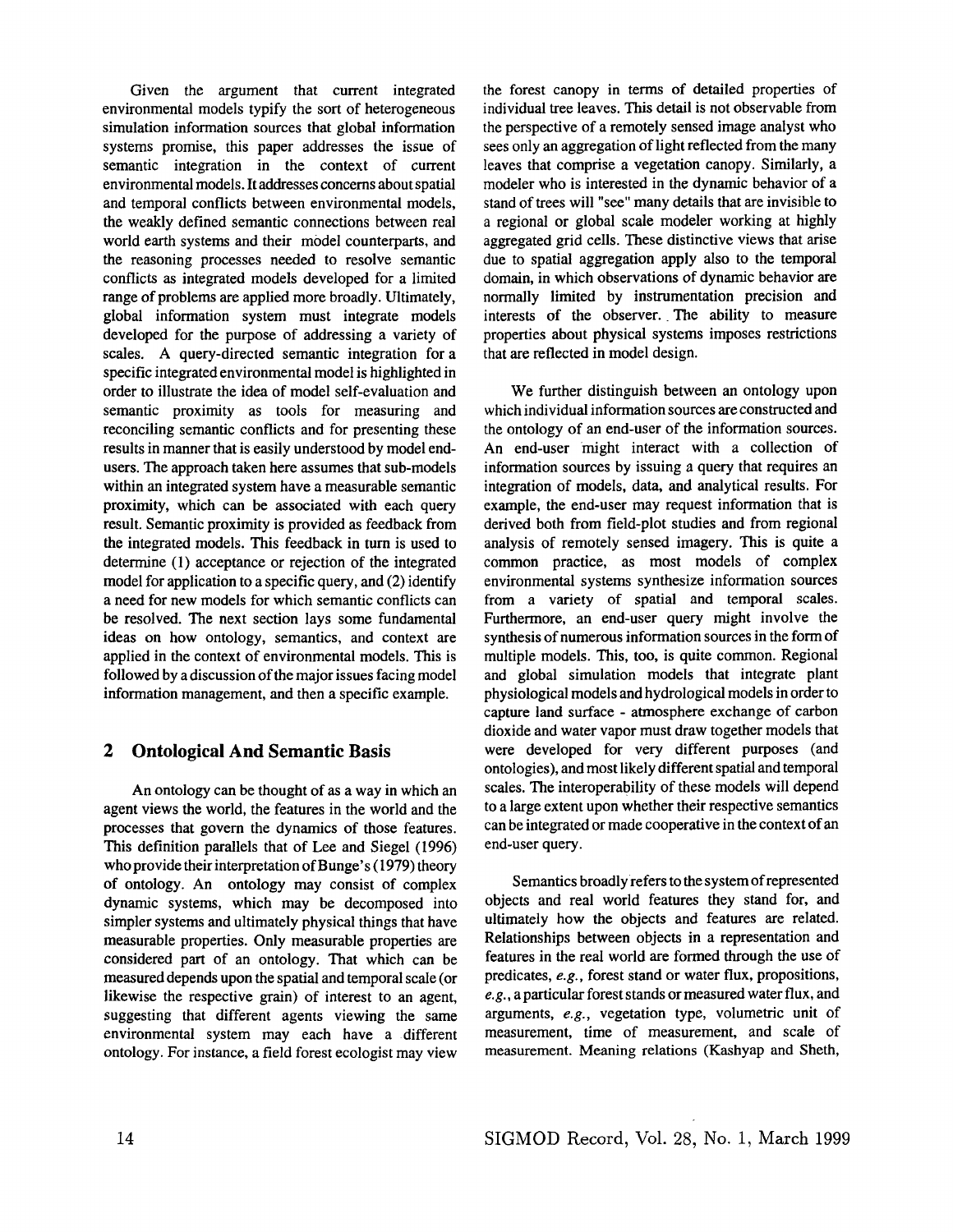Given the argument that current integrated environmental models typify the sort of heterogeneous simulation information sources that global information systems promise, this paper addresses the issue of semantic integration in the context of current environmental models. It addresses concerns about spatial and temporal conflicts between environmental models, the weakly defined semantic connections between real world earth systems and their model counterparts, and the reasoning processes needed to resolve semantic conflicts as integrated models developed for a limited range of problems are applied more broadly. Ultimately, global information system must integrate models developed for the purpose of addressing a variety of scales. A query-directed semantic integration for a specific integrated environmental model is highlighted in order to illustrate the idea of model self-evaluation and semantic proximity as tools for measuring and reconciling semantic conflicts and for presenting these results in manner that is easily understood by model end-users. The approach taken here assumes that sub-models within an integrated system have a measurable semantic proximity, which can be associated with each query result. Semantic proximity is provided as feedback from the integrated models. This feedback in turn is used to determine (1) acceptance or rejection of the integrated model for application to a specific query, and (2) identify a need for new models for which semantic conflicts can be resolved. The next section lays some fundamental ideas on how ontology, semantics, and context are applied in the context of environmental models. This is followed by a discussion of the major issues facing model information management, and then a specific example.

## 2 Ontological And Semantic Basis

An ontology can be thought of as a way in which an agent views the world, the features in the world and the processes that govern the dynamics of those features. This definition parallels that of Lee and Siegel (1996) who provide their interpretation of Bunge's (1979) theory of ontology. An ontology may consist of complex dynamic systems, which may be decomposed into simpler systems and ultimately physical things that have measurable properties. Only measurable properties are considered part of an ontology. That which can be measured depends upon the spatial and temporal scale (or likewise the respective grain) of interest to an agent, suggesting that different agents viewing the same environmental system may each have a different ontology. For instance, a field forest ecologist may view the forest canopy in terms of detailed properties of individual tree leaves. This detail is not observable from the perspective of a remotely sensed image analyst who sees only an aggregation of light reflected from the many leaves that comprise a vegetation canopy. Similarly, a modeler who is interested in the dynamic behavior of a stand of trees will "see" many details that are invisible to a regional or global scale modeler working at highly aggregated grid cells. These distinctive views that arise due to spatial aggregation apply also to the temporal domain, in which observations of dynamic behavior are normally limited by instrumentation precision and interests of the observer. The ability to measure properties about physical systems imposes restrictions that are reflected in model design.

We further distinguish between an ontology upon which individual information sources are constructed and the ontology of an end-user of the information sources. An end-user might interact with a collection of information sources by issuing a query that requires an integration of models, data, and analytical results. For example, the end-user may request information that is derived both from field-plot studies and from regional analysis of remotely sensed imagery. This is quite a common practice, as most models of complex environmental systems synthesize information sources from a variety of spatial and temporal scales. Furthermore, an end-user query might involve the synthesis of numerous information sources in the form of multiple models. This, too, is quite common. Regional and global simulation models that integrate plant physiological models and hydrological models in order to capture land surface - atmosphere exchange of carbon dioxide and water vapor must draw together models that were developed for very different purposes (and ontologies), and most likely different spatial and temporal scales. The interoperability of these models will depend to a large extent upon whether their respective semantics can be integrated or made cooperative in the context of an end-user query.

Semantics broadly refers to the system of represented objects and real world features they stand for, and ultimately how the objects and features are related. Relationships between objects in a representation and features in the real world are formed through the use of predicates, *e.g.*, forest stand or water flux, propositions, *e.g.*, a particular forest stands or measured water flux, and arguments, *e.g.*, vegetation type, volumetric unit of measurement, time of measurement, and scale of measurement. Meaning relations (Kashyap and Sheth,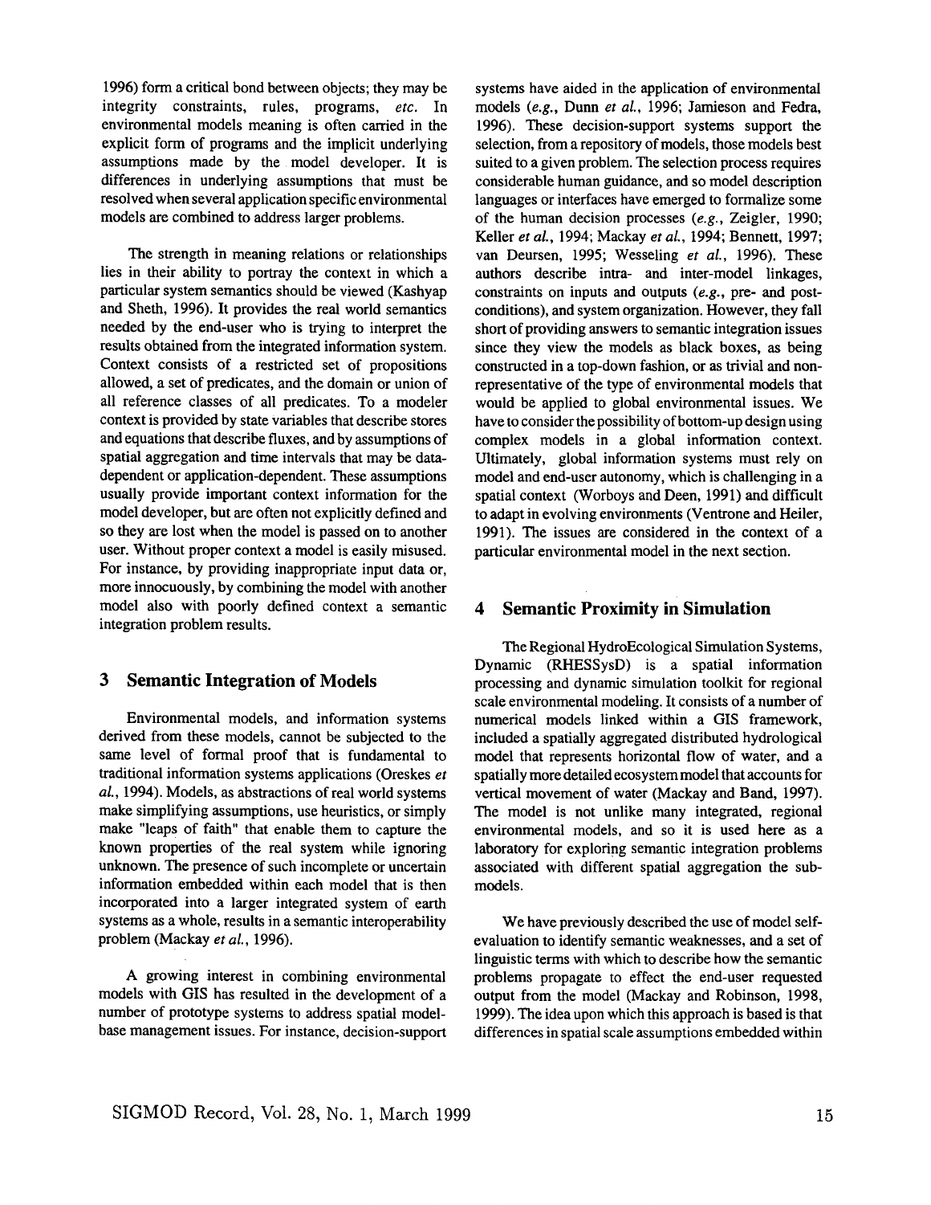1996) form a critical bond between objects; they may be integrity constraints, rules, programs, *etc.* In environmental models meaning is often carried in the explicit form of programs and the implicit underlying assumptions made by the model developer. It is differences in underlying assumptions that must be resolved when several application specific environmental models are combined to address larger problems.

The strength in meaning relations or relationships lies in their ability to portray the context in which a particular system semantics should be viewed (Kashyap and Sheth, 1996). It provides the real world semantics needed by the end-user who is trying to interpret the results obtained from the integrated information system. Context consists of a restricted set of propositions allowed, a set of predicates, and the domain or union of all reference classes of all predicates. To a modeler context is provided by state variables that describe stores and equations that describe fluxes, and by assumptions of spatial aggregation and time intervals that may be data-dependent or application-dependent. These assumptions usually provide important context information for the model developer, but are often not explicitly defined and so they are lost when the model is passed on to another user. Without proper context a model is easily misused. For instance, by providing inappropriate input data or, more innocuously, by combining the model with another model also with poorly defined context a semantic integration problem results.

## 3 Semantic Integration of Models

Environmental models, and information systems derived from these models, cannot be subjected to the same level of formal proof that is fundamental to traditional information systems applications (Oreskes *et al.*, 1994). Models, as abstractions of real world systems make simplifying assumptions, use heuristics, or simply make "leaps of faith" that enable them to capture the known properties of the real system while ignoring unknown. The presence of such incomplete or uncertain information embedded within each model that is then incorporated into a larger integrated system of earth systems as a whole, results in a semantic interoperability problem (Mackay *et al.*, 1996).

A growing interest in combining environmental models with GIS has resulted in the development of a number of prototype systems to address spatial model-base management issues. For instance, decision-support systems have aided in the application of environmental models (*e.g.*, Dunn *et al.*, 1996; Jamieson and Fedra, 1996). These decision-support systems support the selection, from a repository of models, those models best suited to a given problem. The selection process requires considerable human guidance, and so model description languages or interfaces have emerged to formalize some of the human decision processes (*e.g.*, Zeigler, 1990; Keller *et al.*, 1994; Mackay *et al.*, 1994; Bennett, 1997; van Deursen, 1995; Wesseling *et al.*, 1996). These authors describe intra- and inter-model linkages, constraints on inputs and outputs (*e.g.*, pre- and post-conditions), and system organization. However, they fall short of providing answers to semantic integration issues since they view the models as black boxes, as being constructed in a top-down fashion, or as trivial and non-representative of the type of environmental models that would be applied to global environmental issues. We have to consider the possibility of bottom-up design using complex models in a global information context. Ultimately, global information systems must rely on model and end-user autonomy, which is challenging in a spatial context (Worboys and Deen, 1991) and difficult to adapt in evolving environments (Ventrone and Heiler, 1991). The issues are considered in the context of a particular environmental model in the next section.

## 4 Semantic Proximity in Simulation

The Regional HydroEcological Simulation Systems, Dynamic (RHESSysD) is a spatial information processing and dynamic simulation toolkit for regional scale environmental modeling. It consists of a number of numerical models linked within a GIS framework, included a spatially aggregated distributed hydrological model that represents horizontal flow of water, and a spatially more detailed ecosystem model that accounts for vertical movement of water (Mackay and Band, 1997). The model is not unlike many integrated, regional environmental models, and so it is used here as a laboratory for exploring semantic integration problems associated with different spatial aggregation the sub-models.

We have previously described the use of model self-evaluation to identify semantic weaknesses, and a set of linguistic terms with which to describe how the semantic problems propagate to effect the end-user requested output from the model (Mackay and Robinson, 1998, 1999). The idea upon which this approach is based is that differences in spatial scale assumptions embedded within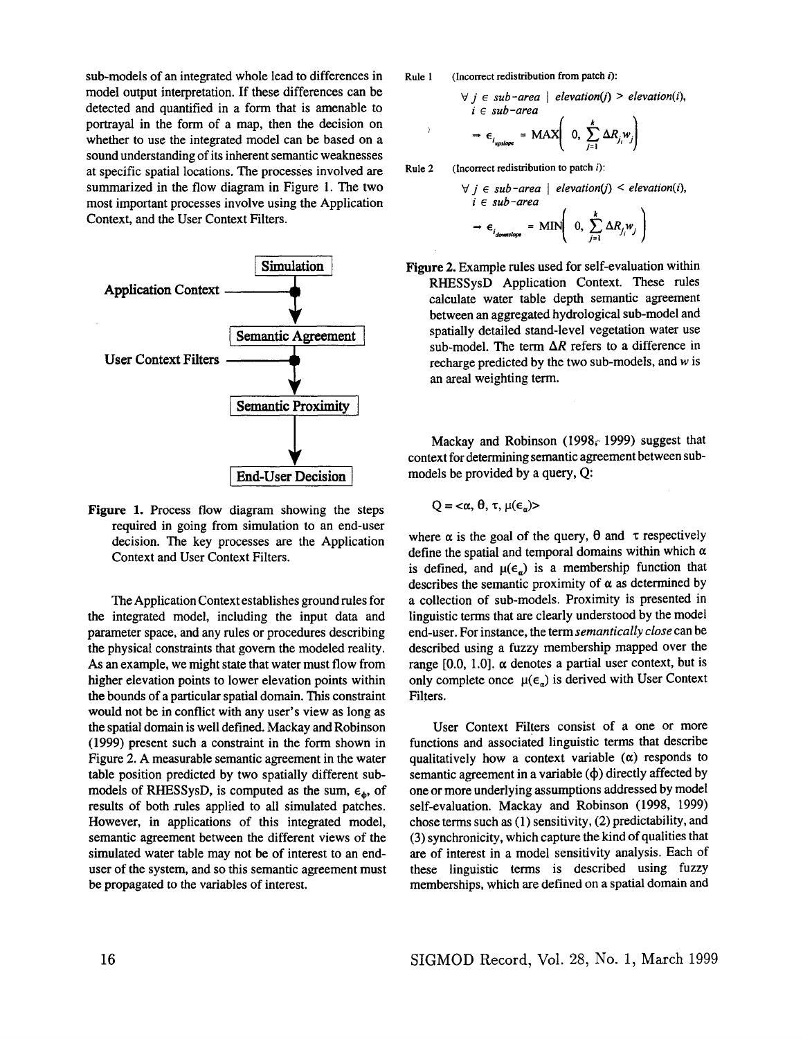sub-models of an integrated whole lead to differences in model output interpretation. If these differences can be detected and quantified in a form that is amenable to portrayal in the form of a map, then the decision on whether to use the integrated model can be based on a sound understanding of its inherent semantic weaknesses at specific spatial locations. The processes involved are summarized in the flow diagram in Figure 1. The two most important processes involve using the Application Context, and the User Context Filters.

Simulation → (Application Context) → Semantic Agreement → (User Context Filters) → Semantic Proximity → End-User Decision

**Figure 1.** Process flow diagram showing the steps required in going from simulation to an end-user decision. The key processes are the Application Context and User Context Filters.

The Application Context establishes ground rules for the integrated model, including the input data and parameter space, and any rules or procedures describing the physical constraints that govern the modeled reality. As an example, we might state that water must flow from higher elevation points to lower elevation points within the bounds of a particular spatial domain. This constraint would not be in conflict with any user's view as long as the spatial domain is well defined. Mackay and Robinson (1999) present such a constraint in the form shown in Figure 2. A measurable semantic agreement in the water table position predicted by two spatially different sub-models of RHESSysD, is computed as the sum, $\epsilon_\phi$, of results of both rules applied to all simulated patches. However, in applications of this integrated model, semantic agreement between the different views of the simulated water table may not be of interest to an end-user of the system, and so this semantic agreement must be propagated to the variables of interest.

Rule 1 (Incorrect redistribution from patch $i$):

$$\forall\, j \in \textit{sub-area} \mid \textit{elevation}(j) > \textit{elevation}(i),\; i \in \textit{sub-area}$$

$$\rightarrow \epsilon_{i_{upslope}} = \mathrm{MAX}\left(0, \sum_{j=1}^{k} \Delta R_{j_i} w_j\right)$$

Rule 2 (Incorrect redistribution to patch $i$):

$$\forall\, j \in \textit{sub-area} \mid \textit{elevation}(j) < \textit{elevation}(i),\; i \in \textit{sub-area}$$

$$\rightarrow \epsilon_{i_{downslope}} = \mathrm{MIN}\left(0, \sum_{j=1}^{k} \Delta R_{j_i} w_j\right)$$

**Figure 2.** Example rules used for self-evaluation within RHESSysD Application Context. These rules calculate water table depth semantic agreement between an aggregated hydrological sub-model and spatially detailed stand-level vegetation water use sub-model. The term $\Delta R$ refers to a difference in recharge predicted by the two sub-models, and $w$ is an areal weighting term.

Mackay and Robinson (1998, 1999) suggest that context for determining semantic agreement between sub-models be provided by a query, Q:

$$Q = \langle \alpha, \theta, \tau, \mu(\epsilon_\alpha) \rangle$$

where $\alpha$ is the goal of the query, $\theta$ and $\tau$ respectively define the spatial and temporal domains within which $\alpha$ is defined, and $\mu(\epsilon_\alpha)$ is a membership function that describes the semantic proximity of $\alpha$ as determined by a collection of sub-models. Proximity is presented in linguistic terms that are clearly understood by the model end-user. For instance, the term *semantically close* can be described using a fuzzy membership mapped over the range [0.0, 1.0]. $\alpha$ denotes a partial user context, but is only complete once $\mu(\epsilon_\alpha)$ is derived with User Context Filters.

User Context Filters consist of a one or more functions and associated linguistic terms that describe qualitatively how a context variable ($\alpha$) responds to semantic agreement in a variable ($\phi$) directly affected by one or more underlying assumptions addressed by model self-evaluation. Mackay and Robinson (1998, 1999) chose terms such as (1) sensitivity, (2) predictability, and (3) synchronicity, which capture the kind of qualities that are of interest in a model sensitivity analysis. Each of these linguistic terms is described using fuzzy memberships, which are defined on a spatial domain and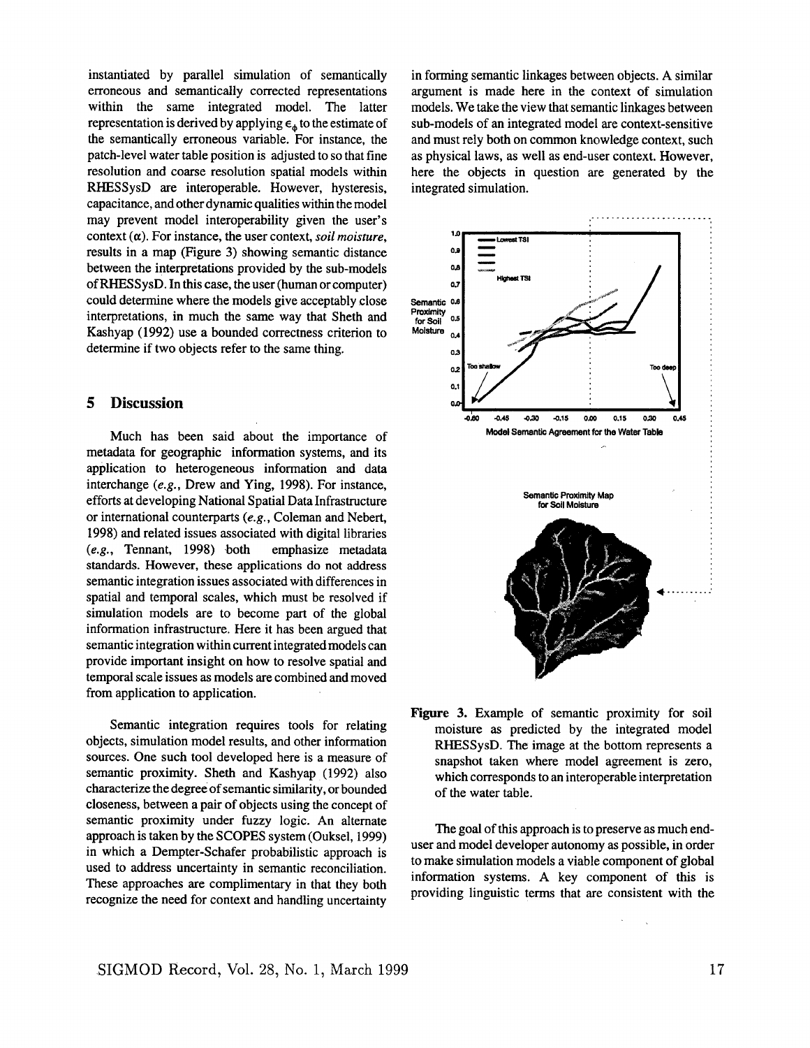instantiated by parallel simulation of semantically erroneous and semantically corrected representations within the same integrated model. The latter representation is derived by applying $\epsilon_\phi$ to the estimate of the semantically erroneous variable. For instance, the patch-level water table position is adjusted to so that fine resolution and coarse resolution spatial models within RHESSysD are interoperable. However, hysteresis, capacitance, and other dynamic qualities within the model may prevent model interoperability given the user's context ($\alpha$). For instance, the user context, *soil moisture*, results in a map (Figure 3) showing semantic distance between the interpretations provided by the sub-models of RHESSysD. In this case, the user (human or computer) could determine where the models give acceptably close interpretations, in much the same way that Sheth and Kashyap (1992) use a bounded correctness criterion to determine if two objects refer to the same thing.

## 5 Discussion

Much has been said about the importance of metadata for geographic information systems, and its application to heterogeneous information and data interchange (*e.g.*, Drew and Ying, 1998). For instance, efforts at developing National Spatial Data Infrastructure or international counterparts (*e.g.*, Coleman and Nebert, 1998) and related issues associated with digital libraries (*e.g.*, Tennant, 1998) both emphasize metadata standards. However, these applications do not address semantic integration issues associated with differences in spatial and temporal scales, which must be resolved if simulation models are to become part of the global information infrastructure. Here it has been argued that semantic integration within current integrated models can provide important insight on how to resolve spatial and temporal scale issues as models are combined and moved from application to application.

Semantic integration requires tools for relating objects, simulation model results, and other information sources. One such tool developed here is a measure of semantic proximity. Sheth and Kashyap (1992) also characterize the degree of semantic similarity, or bounded closeness, between a pair of objects using the concept of semantic proximity under fuzzy logic. An alternate approach is taken by the SCOPES system (Ouksel, 1999) in which a Dempter-Schafer probabilistic approach is used to address uncertainty in semantic reconciliation. These approaches are complimentary in that they both recognize the need for context and handling uncertainty in forming semantic linkages between objects. A similar argument is made here in the context of simulation models. We take the view that semantic linkages between sub-models of an integrated model are context-sensitive and must rely both on common knowledge context, such as physical laws, as well as end-user context. However, here the objects in question are generated by the integrated simulation.

**Figure 3.** Example of semantic proximity for soil moisture as predicted by the integrated model RHESSysD. The image at the bottom represents a snapshot taken where model agreement is zero, which corresponds to an interoperable interpretation of the water table.

The goal of this approach is to preserve as much end-user and model developer autonomy as possible, in order to make simulation models a viable component of global information systems. A key component of this is providing linguistic terms that are consistent with the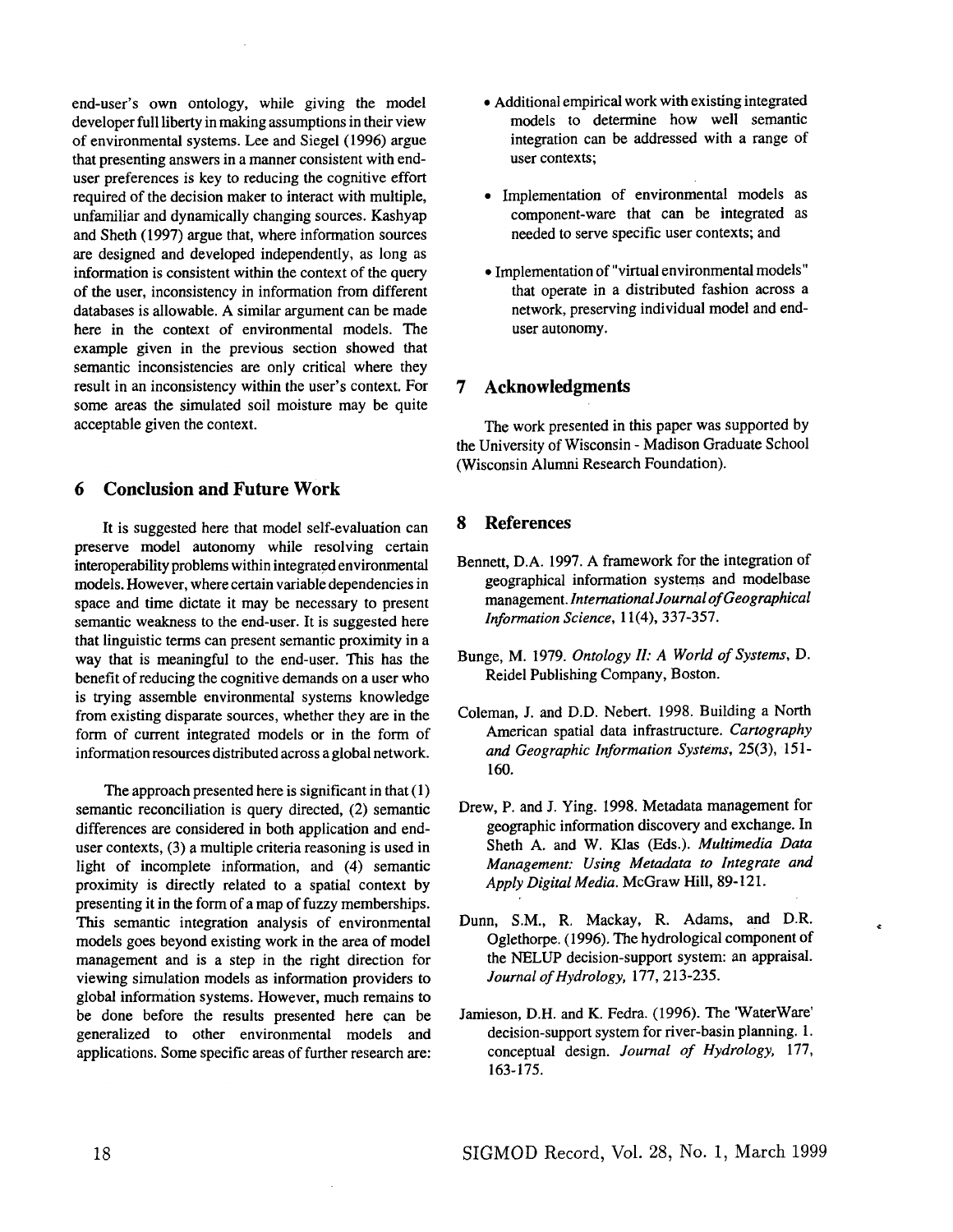end-user's own ontology, while giving the model developer full liberty in making assumptions in their view of environmental systems. Lee and Siegel (1996) argue that presenting answers in a manner consistent with end-user preferences is key to reducing the cognitive effort required of the decision maker to interact with multiple, unfamiliar and dynamically changing sources. Kashyap and Sheth (1997) argue that, where information sources are designed and developed independently, as long as information is consistent within the context of the query of the user, inconsistency in information from different databases is allowable. A similar argument can be made here in the context of environmental models. The example given in the previous section showed that semantic inconsistencies are only critical where they result in an inconsistency within the user's context. For some areas the simulated soil moisture may be quite acceptable given the context.

## 6 Conclusion and Future Work

It is suggested here that model self-evaluation can preserve model autonomy while resolving certain interoperability problems within integrated environmental models. However, where certain variable dependencies in space and time dictate it may be necessary to present semantic weakness to the end-user. It is suggested here that linguistic terms can present semantic proximity in a way that is meaningful to the end-user. This has the benefit of reducing the cognitive demands on a user who is trying assemble environmental systems knowledge from existing disparate sources, whether they are in the form of current integrated models or in the form of information resources distributed across a global network.

The approach presented here is significant in that (1) semantic reconciliation is query directed, (2) semantic differences are considered in both application and end-user contexts, (3) a multiple criteria reasoning is used in light of incomplete information, and (4) semantic proximity is directly related to a spatial context by presenting it in the form of a map of fuzzy memberships. This semantic integration analysis of environmental models goes beyond existing work in the area of model management and is a step in the right direction for viewing simulation models as information providers to global information systems. However, much remains to be done before the results presented here can be generalized to other environmental models and applications. Some specific areas of further research are:

- Additional empirical work with existing integrated models to determine how well semantic integration can be addressed with a range of user contexts;
- Implementation of environmental models as component-ware that can be integrated as needed to serve specific user contexts; and
- Implementation of "virtual environmental models" that operate in a distributed fashion across a network, preserving individual model and end-user autonomy.

## 7 Acknowledgments

The work presented in this paper was supported by the University of Wisconsin - Madison Graduate School (Wisconsin Alumni Research Foundation).

## 8 References

Bennett, D.A. 1997. A framework for the integration of geographical information systems and modelbase management. *International Journal of Geographical Information Science*, 11(4), 337-357.

Bunge, M. 1979. *Ontology II: A World of Systems*, D. Reidel Publishing Company, Boston.

Coleman, J. and D.D. Nebert. 1998. Building a North American spatial data infrastructure. *Cartography and Geographic Information Systems*, 25(3), 151-160.

Drew, P. and J. Ying. 1998. Metadata management for geographic information discovery and exchange. In Sheth A. and W. Klas (Eds.). *Multimedia Data Management: Using Metadata to Integrate and Apply Digital Media*. McGraw Hill, 89-121.

Dunn, S.M., R. Mackay, R. Adams, and D.R. Oglethorpe. (1996). The hydrological component of the NELUP decision-support system: an appraisal. *Journal of Hydrology*, 177, 213-235.

Jamieson, D.H. and K. Fedra. (1996). The 'WaterWare' decision-support system for river-basin planning. 1. conceptual design. *Journal of Hydrology*, 177, 163-175.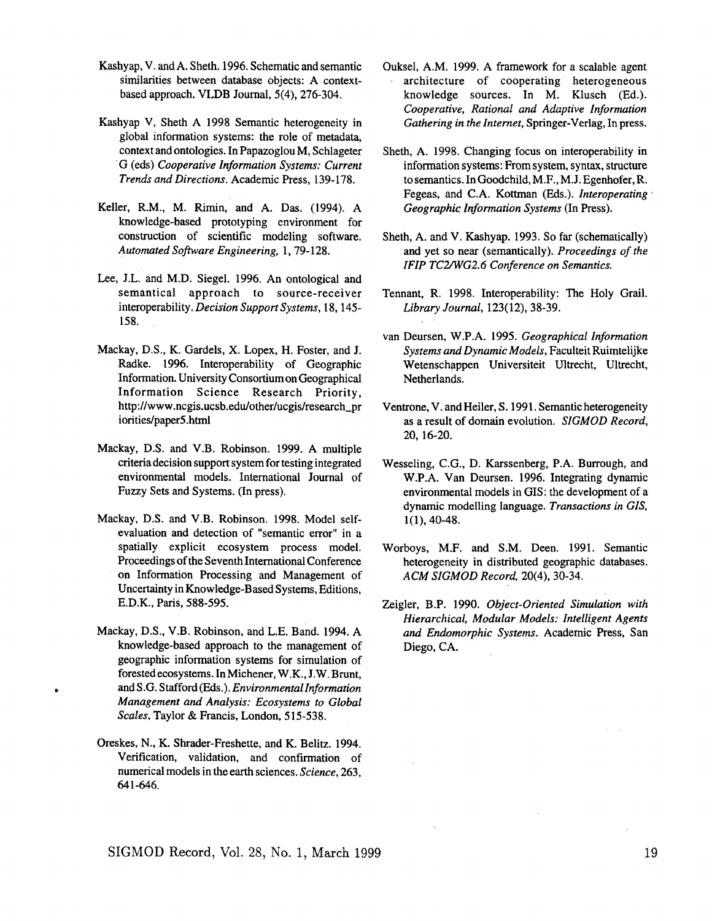Kashyap, V. and A. Sheth. 1996. Schematic and semantic similarities between database objects: A context-based approach. VLDB Journal, 5(4), 276-304.

Kashyap V, Sheth A 1998 Semantic heterogeneity in global information systems: the role of metadata, context and ontologies. In Papazoglou M, Schlageter G (eds) *Cooperative Information Systems: Current Trends and Directions*. Academic Press, 139-178.

Keller, R.M., M. Rimin, and A. Das. (1994). A knowledge-based prototyping environment for construction of scientific modeling software. *Automated Software Engineering*, 1, 79-128.

Lee, J.L. and M.D. Siegel. 1996. An ontological and semantical approach to source-receiver interoperability. *Decision Support Systems*, 18, 145-158.

Mackay, D.S., K. Gardels, X. Lopex, H. Foster, and J. Radke. 1996. Interoperability of Geographic Information. University Consortium on Geographical Information Science Research Priority, http://www.ncgis.ucsb.edu/other/ucgis/research_priorities/paper5.html

Mackay, D.S. and V.B. Robinson. 1999. A multiple criteria decision support system for testing integrated environmental models. International Journal of Fuzzy Sets and Systems. (In press).

Mackay, D.S. and V.B. Robinson. 1998. Model self-evaluation and detection of "semantic error" in a spatially explicit ecosystem process model. Proceedings of the Seventh International Conference on Information Processing and Management of Uncertainty in Knowledge-Based Systems, Editions, E.D.K., Paris, 588-595.

Mackay, D.S., V.B. Robinson, and L.E. Band. 1994. A knowledge-based approach to the management of geographic information systems for simulation of forested ecosystems. In Michener, W.K., J.W. Brunt, and S.G. Stafford (Eds.). *Environmental Information Management and Analysis: Ecosystems to Global Scales*, Taylor & Francis, London, 515-538.

Oreskes, N., K. Shrader-Freshette, and K. Belitz. 1994. Verification, validation, and confirmation of numerical models in the earth sciences. *Science*, 263, 641-646.

Ouksel, A.M. 1999. A framework for a scalable agent architecture of cooperating heterogeneous knowledge sources. In M. Klusch (Ed.). *Cooperative, Rational and Adaptive Information Gathering in the Internet*, Springer-Verlag, In press.

Sheth, A. 1998. Changing focus on interoperability in information systems: From system, syntax, structure to semantics. In Goodchild, M.F., M.J. Egenhofer, R. Fegeas, and C.A. Kottman (Eds.). *Interoperating Geographic Information Systems* (In Press).

Sheth, A. and V. Kashyap. 1993. So far (schematically) and yet so near (semantically). *Proceedings of the IFIP TC2/WG2.6 Conference on Semantics.*

Tennant, R. 1998. Interoperability: The Holy Grail. *Library Journal*, 123(12), 38-39.

van Deursen, W.P.A. 1995. *Geographical Information Systems and Dynamic Models*, Faculteit Ruimtelijke Wetenschappen Universiteit Ultrecht, Ultrecht, Netherlands.

Ventrone, V. and Heiler, S. 1991. Semantic heterogeneity as a result of domain evolution. *SIGMOD Record*, 20, 16-20.

Wesseling, C.G., D. Karssenberg, P.A. Burrough, and W.P.A. Van Deursen. 1996. Integrating dynamic environmental models in GIS: the development of a dynamic modelling language. *Transactions in GIS*, 1(1), 40-48.

Worboys, M.F. and S.M. Deen. 1991. Semantic heterogeneity in distributed geographic databases. *ACM SIGMOD Record*, 20(4), 30-34.

Zeigler, B.P. 1990. *Object-Oriented Simulation with Hierarchical, Modular Models: Intelligent Agents and Endomorphic Systems*. Academic Press, San Diego, CA.